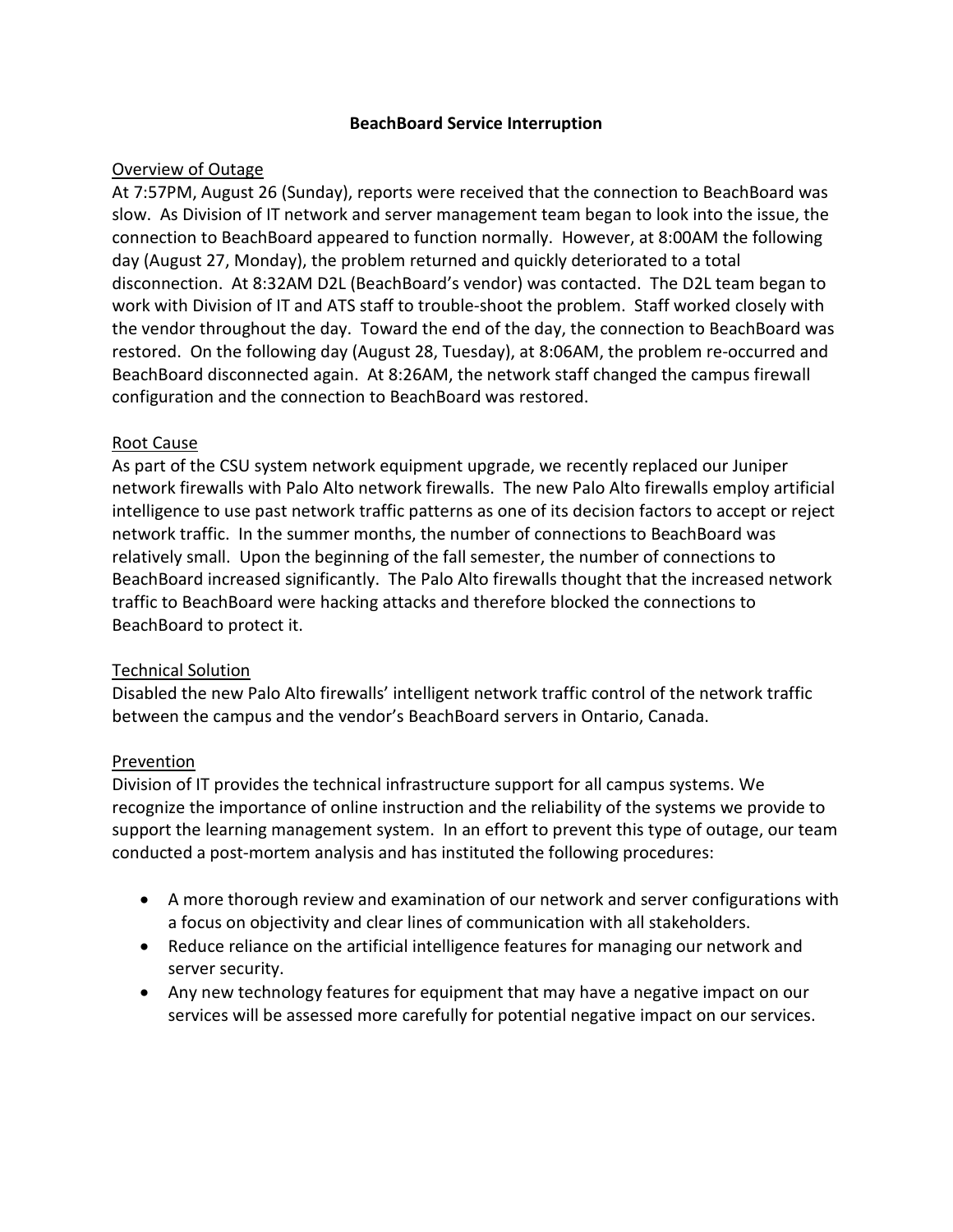# BeachBoard Service Interruption

## Overview of Outage

At 7:57PM, August 26 (Sunday), reports were received that the connection to BeachBoard was slow. As Division of IT network and server management team began to look into the issue, the connection to BeachBoard appeared to function normally. However, at 8:00AM the following day (August 27, Monday), the problem returned and quickly deteriorated to a total disconnection. At 8:32AM D2L (BeachBoard's vendor) was contacted. The D2L team began to work with Division of IT and ATS staff to trouble-shoot the problem. Staff worked closely with the vendor throughout the day. Toward the end of the day, the connection to BeachBoard was restored. On the following day (August 28, Tuesday), at 8:06AM, the problem re-occurred and BeachBoard disconnected again. At 8:26AM, the network staff changed the campus firewall configuration and the connection to BeachBoard was restored.

## Root Cause

As part of the CSU system network equipment upgrade, we recently replaced our Juniper network firewalls with Palo Alto network firewalls. The new Palo Alto firewalls employ artificial intelligence to use past network traffic patterns as one of its decision factors to accept or reject network traffic. In the summer months, the number of connections to BeachBoard was relatively small. Upon the beginning of the fall semester, the number of connections to BeachBoard increased significantly. The Palo Alto firewalls thought that the increased network traffic to BeachBoard were hacking attacks and therefore blocked the connections to BeachBoard to protect it.

## Technical Solution

Disabled the new Palo Alto firewalls' intelligent network traffic control of the network traffic between the campus and the vendor's BeachBoard servers in Ontario, Canada.

## Prevention

Division of IT provides the technical infrastructure support for all campus systems. We recognize the importance of online instruction and the reliability of the systems we provide to support the learning management system. In an effort to prevent this type of outage, our team conducted a post-mortem analysis and has instituted the following procedures:

- A more thorough review and examination of our network and server configurations with a focus on objectivity and clear lines of communication with all stakeholders.
- Reduce reliance on the artificial intelligence features for managing our network and server security.
- Any new technology features for equipment that may have a negative impact on our services will be assessed more carefully for potential negative impact on our services.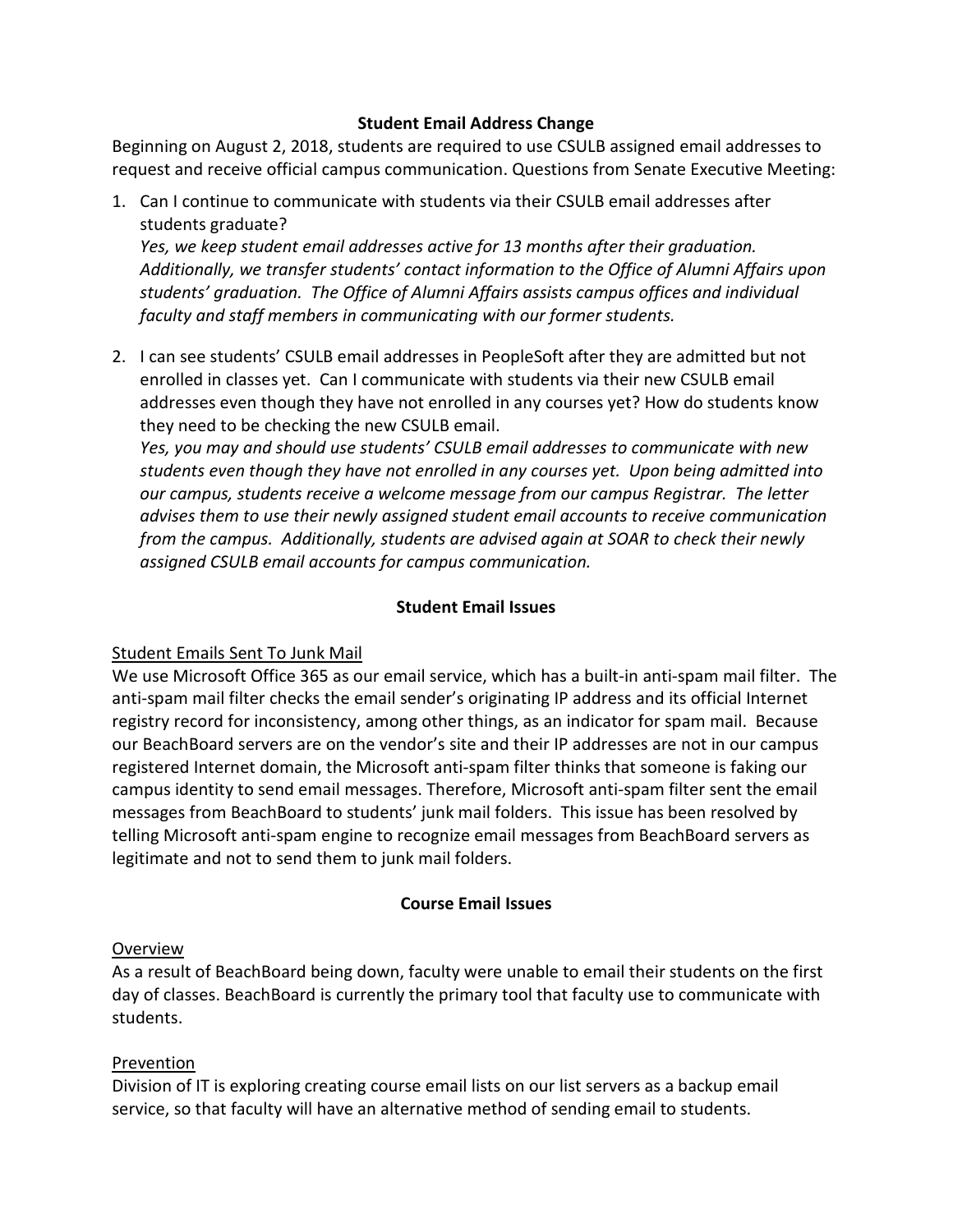## Student Email Address Change

Beginning on August 2, 2018, students are required to use CSULB assigned email addresses to request and receive official campus communication. Questions from Senate Executive Meeting:

1. Can I continue to communicate with students via their CSULB email addresses after students graduate?
   *Yes, we keep student email addresses active for 13 months after their graduation. Additionally, we transfer students' contact information to the Office of Alumni Affairs upon students' graduation. The Office of Alumni Affairs assists campus offices and individual faculty and staff members in communicating with our former students.*

2. I can see students' CSULB email addresses in PeopleSoft after they are admitted but not enrolled in classes yet. Can I communicate with students via their new CSULB email addresses even though they have not enrolled in any courses yet? How do students know they need to be checking the new CSULB email.
   *Yes, you may and should use students' CSULB email addresses to communicate with new students even though they have not enrolled in any courses yet. Upon being admitted into our campus, students receive a welcome message from our campus Registrar. The letter advises them to use their newly assigned student email accounts to receive communication from the campus. Additionally, students are advised again at SOAR to check their newly assigned CSULB email accounts for campus communication.*

## Student Email Issues

Student Emails Sent To Junk Mail

We use Microsoft Office 365 as our email service, which has a built-in anti-spam mail filter. The anti-spam mail filter checks the email sender's originating IP address and its official Internet registry record for inconsistency, among other things, as an indicator for spam mail. Because our BeachBoard servers are on the vendor's site and their IP addresses are not in our campus registered Internet domain, the Microsoft anti-spam filter thinks that someone is faking our campus identity to send email messages. Therefore, Microsoft anti-spam filter sent the email messages from BeachBoard to students' junk mail folders. This issue has been resolved by telling Microsoft anti-spam engine to recognize email messages from BeachBoard servers as legitimate and not to send them to junk mail folders.

## Course Email Issues

Overview

As a result of BeachBoard being down, faculty were unable to email their students on the first day of classes. BeachBoard is currently the primary tool that faculty use to communicate with students.

Prevention

Division of IT is exploring creating course email lists on our list servers as a backup email service, so that faculty will have an alternative method of sending email to students.